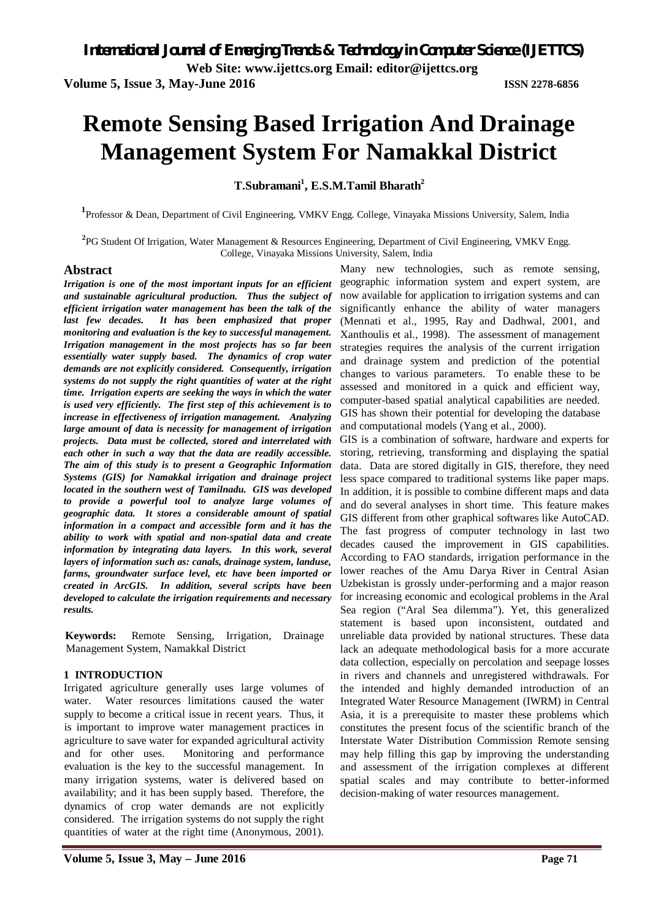# Remote Sensing Based Irrigation And Drainage Management System For Namakkal District

**T.Subramani[1], E.S.M.Tamil Bharath[2]**

[1]Professor & Dean, Department of Civil Engineering, VMKV Engg. College, Vinayaka Missions University, Salem, India

[2]PG Student Of Irrigation, Water Management & Resources Engineering, Department of Civil Engineering, VMKV Engg. College, Vinayaka Missions University, Salem, India

## Abstract

***Irrigation is one of the most important inputs for an efficient and sustainable agricultural production. Thus the subject of efficient irrigation water management has been the talk of the last few decades. It has been emphasized that proper monitoring and evaluation is the key to successful management. Irrigation management in the most projects has so far been essentially water supply based. The dynamics of crop water demands are not explicitly considered. Consequently, irrigation systems do not supply the right quantities of water at the right time. Irrigation experts are seeking the ways in which the water is used very efficiently. The first step of this achievement is to increase in effectiveness of irrigation management. Analyzing large amount of data is necessity for management of irrigation projects. Data must be collected, stored and interrelated with each other in such a way that the data are readily accessible. The aim of this study is to present a Geographic Information Systems (GIS) for Namakkal irrigation and drainage project located in the southern west of Tamilnadu. GIS was developed to provide a powerful tool to analyze large volumes of geographic data. It stores a considerable amount of spatial information in a compact and accessible form and it has the ability to work with spatial and non-spatial data and create information by integrating data layers. In this work, several layers of information such as: canals, drainage system, landuse, farms, groundwater surface level, etc have been imported or created in ArcGIS. In addition, several scripts have been developed to calculate the irrigation requirements and necessary results.***

**Keywords:** Remote Sensing, Irrigation, Drainage Management System, Namakkal District

## 1 INTRODUCTION

Irrigated agriculture generally uses large volumes of water. Water resources limitations caused the water supply to become a critical issue in recent years. Thus, it is important to improve water management practices in agriculture to save water for expanded agricultural activity and for other uses. Monitoring and performance evaluation is the key to the successful management. In many irrigation systems, water is delivered based on availability; and it has been supply based. Therefore, the dynamics of crop water demands are not explicitly considered. The irrigation systems do not supply the right quantities of water at the right time (Anonymous, 2001).

Many new technologies, such as remote sensing, geographic information system and expert system, are now available for application to irrigation systems and can significantly enhance the ability of water managers (Mennati et al., 1995, Ray and Dadhwal, 2001, and Xanthoulis et al., 1998). The assessment of management strategies requires the analysis of the current irrigation and drainage system and prediction of the potential changes to various parameters. To enable these to be assessed and monitored in a quick and efficient way, computer-based spatial analytical capabilities are needed. GIS has shown their potential for developing the database and computational models (Yang et al., 2000).

GIS is a combination of software, hardware and experts for storing, retrieving, transforming and displaying the spatial data. Data are stored digitally in GIS, therefore, they need less space compared to traditional systems like paper maps. In addition, it is possible to combine different maps and data and do several analyses in short time. This feature makes GIS different from other graphical softwares like AutoCAD. The fast progress of computer technology in last two decades caused the improvement in GIS capabilities. According to FAO standards, irrigation performance in the lower reaches of the Amu Darya River in Central Asian Uzbekistan is grossly under-performing and a major reason for increasing economic and ecological problems in the Aral Sea region ("Aral Sea dilemma"). Yet, this generalized statement is based upon inconsistent, outdated and unreliable data provided by national structures. These data lack an adequate methodological basis for a more accurate data collection, especially on percolation and seepage losses in rivers and channels and unregistered withdrawals. For the intended and highly demanded introduction of an Integrated Water Resource Management (IWRM) in Central Asia, it is a prerequisite to master these problems which constitutes the present focus of the scientific branch of the Interstate Water Distribution Commission Remote sensing may help filling this gap by improving the understanding and assessment of the irrigation complexes at different spatial scales and may contribute to better-informed decision-making of water resources management.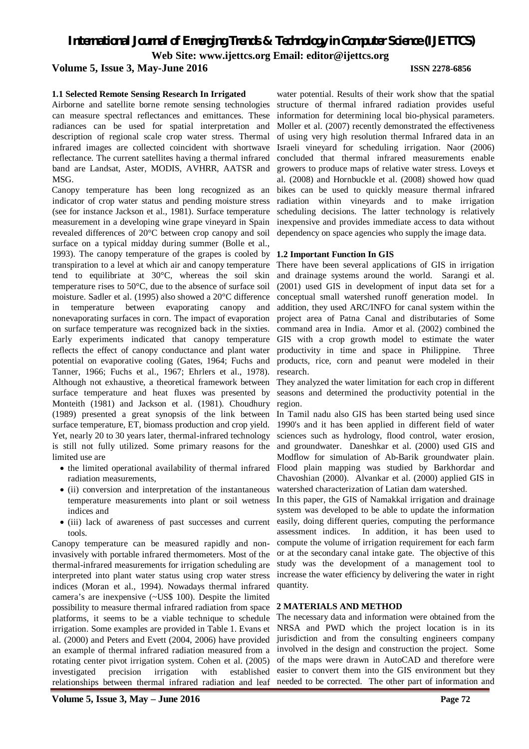### 1.1 Selected Remote Sensing Research In Irrigated

Airborne and satellite borne remote sensing technologies can measure spectral reflectances and emittances. These radiances can be used for spatial interpretation and description of regional scale crop water stress. Thermal infrared images are collected coincident with shortwave reflectance. The current satellites having a thermal infrared band are Landsat, Aster, MODIS, AVHRR, AATSR and MSG.

Canopy temperature has been long recognized as an indicator of crop water status and pending moisture stress (see for instance Jackson et al., 1981). Surface temperature measurement in a developing wine grape vineyard in Spain revealed differences of 20°C between crop canopy and soil surface on a typical midday during summer (Bolle et al., 1993). The canopy temperature of the grapes is cooled by transpiration to a level at which air and canopy temperature tend to equilibriate at 30°C, whereas the soil skin temperature rises to 50°C, due to the absence of surface soil moisture. Sadler et al. (1995) also showed a 20°C difference in temperature between evaporating canopy and nonevaporating surfaces in corn. The impact of evaporation on surface temperature was recognized back in the sixties. Early experiments indicated that canopy temperature reflects the effect of canopy conductance and plant water potential on evaporative cooling (Gates, 1964; Fuchs and Tanner, 1966; Fuchs et al., 1967; Ehrlers et al., 1978). Although not exhaustive, a theoretical framework between surface temperature and heat fluxes was presented by Monteith (1981) and Jackson et al. (1981). Choudhury (1989) presented a great synopsis of the link between surface temperature, ET, biomass production and crop yield. Yet, nearly 20 to 30 years later, thermal-infrared technology is still not fully utilized. Some primary reasons for the limited use are

- the limited operational availability of thermal infrared radiation measurements,
- (ii) conversion and interpretation of the instantaneous temperature measurements into plant or soil wetness indices and
- (iii) lack of awareness of past successes and current tools.

Canopy temperature can be measured rapidly and non-invasively with portable infrared thermometers. Most of the thermal-infrared measurements for irrigation scheduling are interpreted into plant water status using crop water stress indices (Moran et al., 1994). Nowadays thermal infrared camera's are inexpensive (~US$ 100). Despite the limited possibility to measure thermal infrared radiation from space platforms, it seems to be a viable technique to schedule irrigation. Some examples are provided in Table 1. Evans et al. (2000) and Peters and Evett (2004, 2006) have provided an example of thermal infrared radiation measured from a rotating center pivot irrigation system. Cohen et al. (2005) investigated precision irrigation with established relationships between thermal infrared radiation and leaf water potential. Results of their work show that the spatial structure of thermal infrared radiation provides useful information for determining local bio-physical parameters. Moller et al. (2007) recently demonstrated the effectiveness of using very high resolution thermal Infrared data in an Israeli vineyard for scheduling irrigation. Naor (2006) concluded that thermal infrared measurements enable growers to produce maps of relative water stress. Loveys et al. (2008) and Hornbuckle et al. (2008) showed how quad bikes can be used to quickly measure thermal infrared radiation within vineyards and to make irrigation scheduling decisions. The latter technology is relatively inexpensive and provides immediate access to data without dependency on space agencies who supply the image data.

### 1.2 Important Function In GIS

There have been several applications of GIS in irrigation and drainage systems around the world. Sarangi et al. (2001) used GIS in development of input data set for a conceptual small watershed runoff generation model. In addition, they used ARC/INFO for canal system within the project area of Patna Canal and distributaries of Some command area in India. Amor et al. (2002) combined the GIS with a crop growth model to estimate the water productivity in time and space in Philippine. Three products, rice, corn and peanut were modeled in their research.

They analyzed the water limitation for each crop in different seasons and determined the productivity potential in the region.

In Tamil nadu also GIS has been started being used since 1990's and it has been applied in different field of water sciences such as hydrology, flood control, water erosion, and groundwater. Daneshkar et al. (2000) used GIS and Modflow for simulation of Ab-Barik groundwater plain. Flood plain mapping was studied by Barkhordar and Chavoshian (2000). Alvankar et al. (2000) applied GIS in watershed characterization of Latian dam watershed.

In this paper, the GIS of Namakkal irrigation and drainage system was developed to be able to update the information easily, doing different queries, computing the performance assessment indices. In addition, it has been used to compute the volume of irrigation requirement for each farm or at the secondary canal intake gate. The objective of this study was the development of a management tool to increase the water efficiency by delivering the water in right quantity.

## 2 MATERIALS AND METHOD

The necessary data and information were obtained from the NRSA and PWD which the project location is in its jurisdiction and from the consulting engineers company involved in the design and construction the project. Some of the maps were drawn in AutoCAD and therefore were easier to convert them into the GIS environment but they needed to be corrected. The other part of information and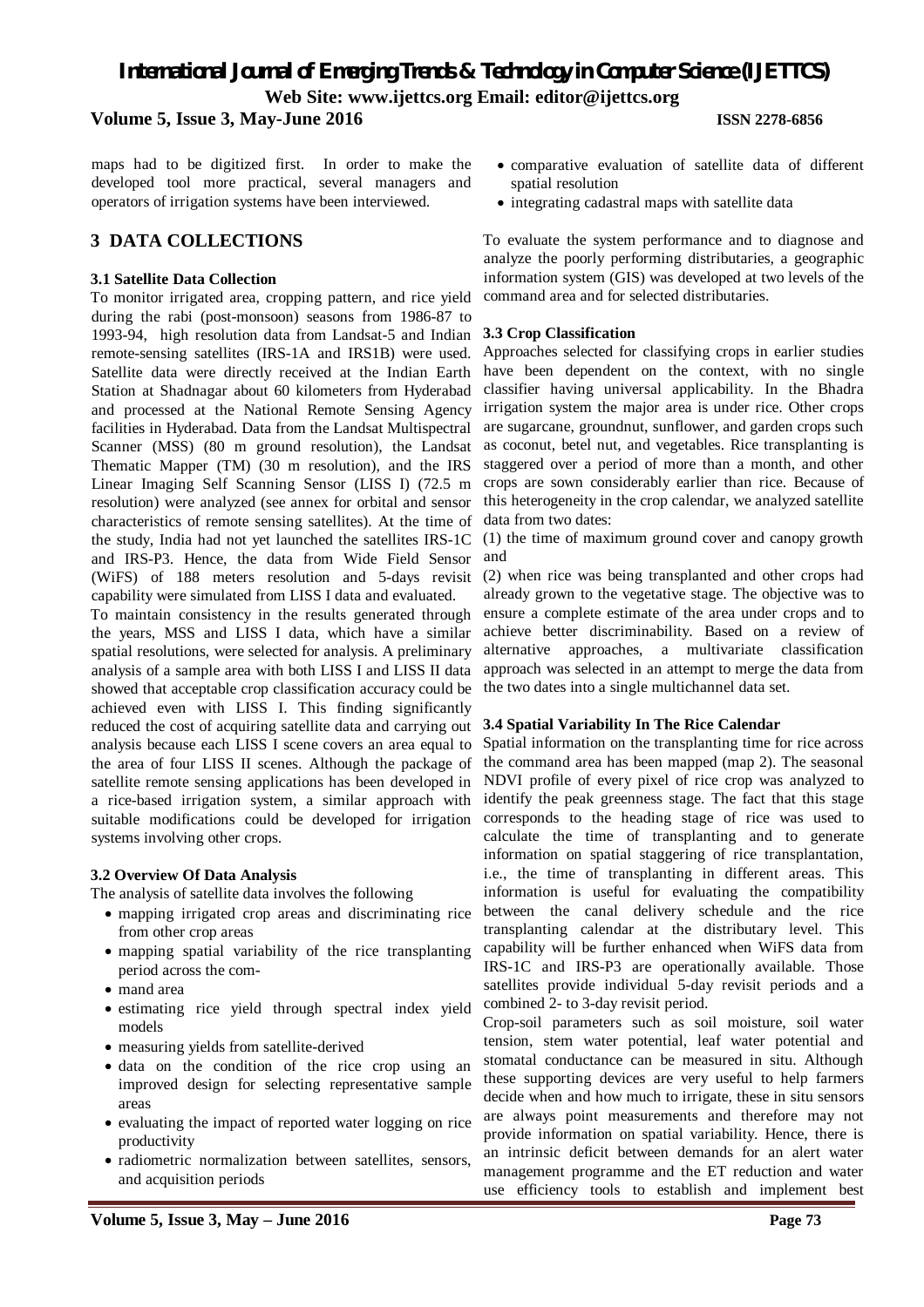maps had to be digitized first. In order to make the developed tool more practical, several managers and operators of irrigation systems have been interviewed.

## 3 DATA COLLECTIONS

### 3.1 Satellite Data Collection

To monitor irrigated area, cropping pattern, and rice yield during the rabi (post-monsoon) seasons from 1986-87 to 1993-94, high resolution data from Landsat-5 and Indian remote-sensing satellites (IRS-1A and IRS1B) were used. Satellite data were directly received at the Indian Earth Station at Shadnagar about 60 kilometers from Hyderabad and processed at the National Remote Sensing Agency facilities in Hyderabad. Data from the Landsat Multispectral Scanner (MSS) (80 m ground resolution), the Landsat Thematic Mapper (TM) (30 m resolution), and the IRS Linear Imaging Self Scanning Sensor (LISS I) (72.5 m resolution) were analyzed (see annex for orbital and sensor characteristics of remote sensing satellites). At the time of the study, India had not yet launched the satellites IRS-1C and IRS-P3. Hence, the data from Wide Field Sensor (WiFS) of 188 meters resolution and 5-days revisit capability were simulated from LISS I data and evaluated.

To maintain consistency in the results generated through the years, MSS and LISS I data, which have a similar spatial resolutions, were selected for analysis. A preliminary analysis of a sample area with both LISS I and LISS II data showed that acceptable crop classification accuracy could be achieved even with LISS I. This finding significantly reduced the cost of acquiring satellite data and carrying out analysis because each LISS I scene covers an area equal to the area of four LISS II scenes. Although the package of satellite remote sensing applications has been developed in a rice-based irrigation system, a similar approach with suitable modifications could be developed for irrigation systems involving other crops.

### 3.2 Overview Of Data Analysis

The analysis of satellite data involves the following

- mapping irrigated crop areas and discriminating rice from other crop areas
- mapping spatial variability of the rice transplanting period across the com-
- mand area
- estimating rice yield through spectral index yield models
- measuring yields from satellite-derived
- data on the condition of the rice crop using an improved design for selecting representative sample areas
- evaluating the impact of reported water logging on rice productivity
- radiometric normalization between satellites, sensors, and acquisition periods
- comparative evaluation of satellite data of different spatial resolution
- integrating cadastral maps with satellite data

To evaluate the system performance and to diagnose and analyze the poorly performing distributaries, a geographic information system (GIS) was developed at two levels of the command area and for selected distributaries.

### 3.3 Crop Classification

Approaches selected for classifying crops in earlier studies have been dependent on the context, with no single classifier having universal applicability. In the Bhadra irrigation system the major area is under rice. Other crops are sugarcane, groundnut, sunflower, and garden crops such as coconut, betel nut, and vegetables. Rice transplanting is staggered over a period of more than a month, and other crops are sown considerably earlier than rice. Because of this heterogeneity in the crop calendar, we analyzed satellite data from two dates:

(1) the time of maximum ground cover and canopy growth and

(2) when rice was being transplanted and other crops had already grown to the vegetative stage. The objective was to ensure a complete estimate of the area under crops and to achieve better discriminability. Based on a review of alternative approaches, a multivariate classification approach was selected in an attempt to merge the data from the two dates into a single multichannel data set.

### 3.4 Spatial Variability In The Rice Calendar

Spatial information on the transplanting time for rice across the command area has been mapped (map 2). The seasonal NDVI profile of every pixel of rice crop was analyzed to identify the peak greenness stage. The fact that this stage corresponds to the heading stage of rice was used to calculate the time of transplanting and to generate information on spatial staggering of rice transplantation, i.e., the time of transplanting in different areas. This information is useful for evaluating the compatibility between the canal delivery schedule and the rice transplanting calendar at the distributary level. This capability will be further enhanced when WiFS data from IRS-1C and IRS-P3 are operationally available. Those satellites provide individual 5-day revisit periods and a combined 2- to 3-day revisit period.

Crop-soil parameters such as soil moisture, soil water tension, stem water potential, leaf water potential and stomatal conductance can be measured in situ. Although these supporting devices are very useful to help farmers decide when and how much to irrigate, these in situ sensors are always point measurements and therefore may not provide information on spatial variability. Hence, there is an intrinsic deficit between demands for an alert water management programme and the ET reduction and water use efficiency tools to establish and implement best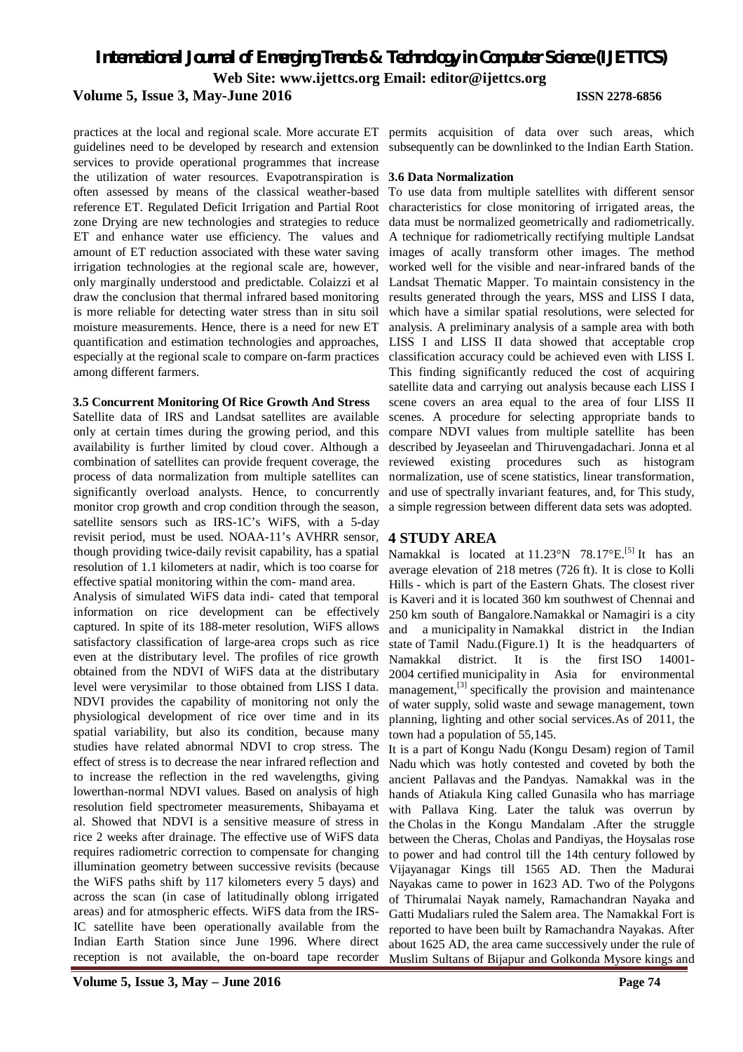practices at the local and regional scale. More accurate ET guidelines need to be developed by research and extension services to provide operational programmes that increase the utilization of water resources. Evapotranspiration is often assessed by means of the classical weather-based reference ET. Regulated Deficit Irrigation and Partial Root zone Drying are new technologies and strategies to reduce ET and enhance water use efficiency. The values and amount of ET reduction associated with these water saving irrigation technologies at the regional scale are, however, only marginally understood and predictable. Colaizzi et al draw the conclusion that thermal infrared based monitoring is more reliable for detecting water stress than in situ soil moisture measurements. Hence, there is a need for new ET quantification and estimation technologies and approaches, especially at the regional scale to compare on-farm practices among different farmers.

### 3.5 Concurrent Monitoring Of Rice Growth And Stress

Satellite data of IRS and Landsat satellites are available only at certain times during the growing period, and this availability is further limited by cloud cover. Although a combination of satellites can provide frequent coverage, the process of data normalization from multiple satellites can significantly overload analysts. Hence, to concurrently monitor crop growth and crop condition through the season, satellite sensors such as IRS-1C's WiFS, with a 5-day revisit period, must be used. NOAA-11's AVHRR sensor, though providing twice-daily revisit capability, has a spatial resolution of 1.1 kilometers at nadir, which is too coarse for effective spatial monitoring within the com- mand area.

Analysis of simulated WiFS data indi- cated that temporal information on rice development can be effectively captured. In spite of its 188-meter resolution, WiFS allows satisfactory classification of large-area crops such as rice even at the distributary level. The profiles of rice growth obtained from the NDVI of WiFS data at the distributary level were verysimilar to those obtained from LISS I data. NDVI provides the capability of monitoring not only the physiological development of rice over time and in its spatial variability, but also its condition, because many studies have related abnormal NDVI to crop stress. The effect of stress is to decrease the near infrared reflection and to increase the reflection in the red wavelengths, giving lowerthan-normal NDVI values. Based on analysis of high resolution field spectrometer measurements, Shibayama et al. Showed that NDVI is a sensitive measure of stress in rice 2 weeks after drainage. The effective use of WiFS data requires radiometric correction to compensate for changing illumination geometry between successive revisits (because the WiFS paths shift by 117 kilometers every 5 days) and across the scan (in case of latitudinally oblong irrigated areas) and for atmospheric effects. WiFS data from the IRS-IC satellite have been operationally available from the Indian Earth Station since June 1996. Where direct reception is not available, the on-board tape recorder permits acquisition of data over such areas, which subsequently can be downlinked to the Indian Earth Station.

### 3.6 Data Normalization

To use data from multiple satellites with different sensor characteristics for close monitoring of irrigated areas, the data must be normalized geometrically and radiometrically. A technique for radiometrically rectifying multiple Landsat images of acally transform other images. The method worked well for the visible and near-infrared bands of the Landsat Thematic Mapper. To maintain consistency in the results generated through the years, MSS and LISS I data, which have a similar spatial resolutions, were selected for analysis. A preliminary analysis of a sample area with both LISS I and LISS II data showed that acceptable crop classification accuracy could be achieved even with LISS I. This finding significantly reduced the cost of acquiring satellite data and carrying out analysis because each LISS I scene covers an area equal to the area of four LISS II scenes. A procedure for selecting appropriate bands to compare NDVI values from multiple satellite has been described by Jeyaseelan and Thiruvengadachari. Jonna et al reviewed existing procedures such as histogram normalization, use of scene statistics, linear transformation, and use of spectrally invariant features, and, for This study, a simple regression between different data sets was adopted.

## 4 STUDY AREA

Namakkal is located at 11.23°N 78.17°E.[5] It has an average elevation of 218 metres (726 ft). It is close to Kolli Hills - which is part of the Eastern Ghats. The closest river is Kaveri and it is located 360 km southwest of Chennai and 250 km south of Bangalore.Namakkal or Namagiri is a city and a municipality in Namakkal district in the Indian state of Tamil Nadu.(Figure.1) It is the headquarters of Namakkal district. It is the first ISO 14001-2004 certified municipality in Asia for environmental management,[3] specifically the provision and maintenance of water supply, solid waste and sewage management, town planning, lighting and other social services.As of 2011, the town had a population of 55,145.

It is a part of Kongu Nadu (Kongu Desam) region of Tamil Nadu which was hotly contested and coveted by both the ancient Pallavas and the Pandyas. Namakkal was in the hands of Atiakula King called Gunasila who has marriage with Pallava King. Later the taluk was overrun by the Cholas in the Kongu Mandalam .After the struggle between the Cheras, Cholas and Pandiyas, the Hoysalas rose to power and had control till the 14th century followed by Vijayanagar Kings till 1565 AD. Then the Madurai Nayakas came to power in 1623 AD. Two of the Polygons of Thirumalai Nayak namely, Ramachandran Nayaka and Gatti Mudaliars ruled the Salem area. The Namakkal Fort is reported to have been built by Ramachandra Nayakas. After about 1625 AD, the area came successively under the rule of Muslim Sultans of Bijapur and Golkonda Mysore kings and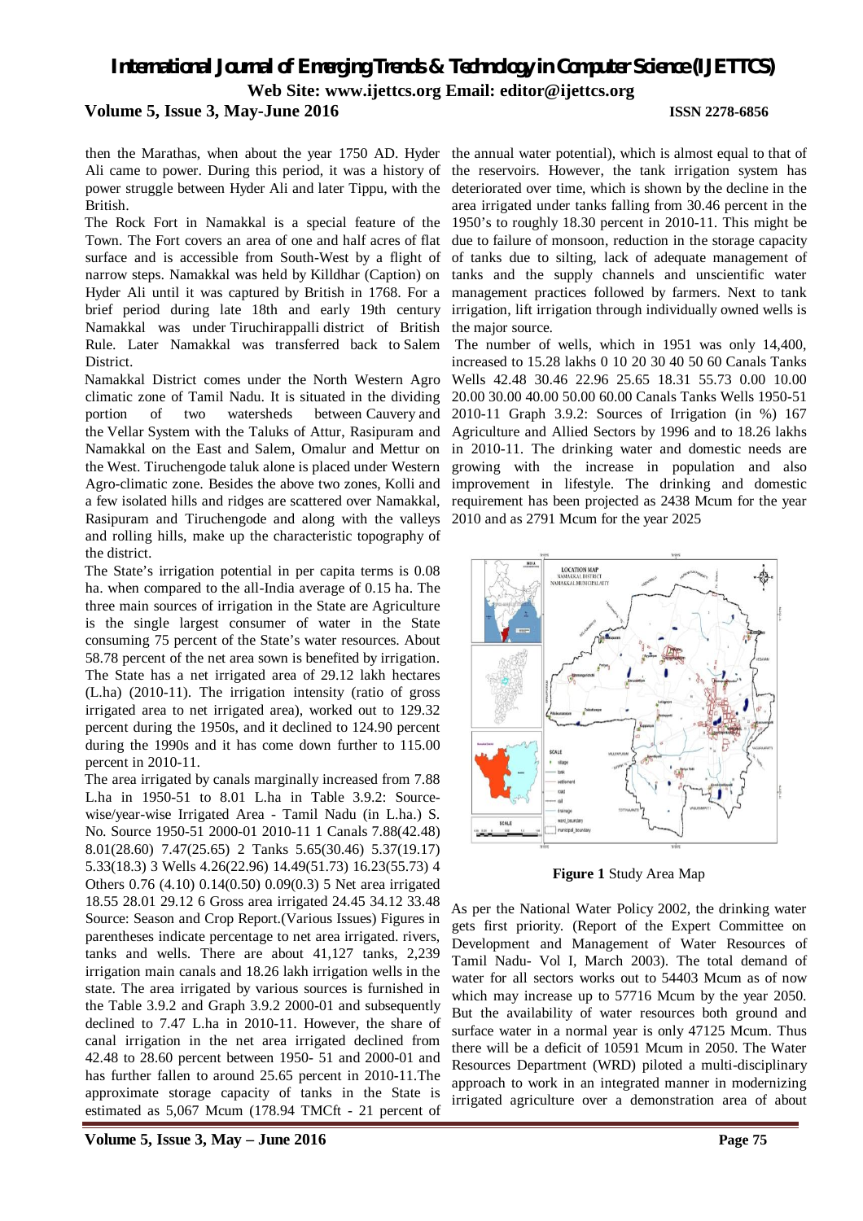then the Marathas, when about the year 1750 AD. Hyder Ali came to power. During this period, it was a history of power struggle between Hyder Ali and later Tippu, with the British.

The Rock Fort in Namakkal is a special feature of the Town. The Fort covers an area of one and half acres of flat surface and is accessible from South-West by a flight of narrow steps. Namakkal was held by Killdhar (Caption) on Hyder Ali until it was captured by British in 1768. For a brief period during late 18th and early 19th century Namakkal was under Tiruchirappalli district of British Rule. Later Namakkal was transferred back to Salem District.

Namakkal District comes under the North Western Agro climatic zone of Tamil Nadu. It is situated in the dividing portion of two watersheds between Cauvery and the Vellar System with the Taluks of Attur, Rasipuram and Namakkal on the East and Salem, Omalur and Mettur on the West. Tiruchengode taluk alone is placed under Western Agro-climatic zone. Besides the above two zones, Kolli and a few isolated hills and ridges are scattered over Namakkal, Rasipuram and Tiruchengode and along with the valleys and rolling hills, make up the characteristic topography of the district.

The State's irrigation potential in per capita terms is 0.08 ha. when compared to the all-India average of 0.15 ha. The three main sources of irrigation in the State are Agriculture is the single largest consumer of water in the State consuming 75 percent of the State's water resources. About 58.78 percent of the net area sown is benefited by irrigation. The State has a net irrigated area of 29.12 lakh hectares (L.ha) (2010-11). The irrigation intensity (ratio of gross irrigated area to net irrigated area), worked out to 129.32 percent during the 1950s, and it declined to 124.90 percent during the 1990s and it has come down further to 115.00 percent in 2010-11.

The area irrigated by canals marginally increased from 7.88 L.ha in 1950-51 to 8.01 L.ha in

Table 3.9.2: Source-wise/year-wise Irrigated Area - Tamil Nadu (in L.ha.)

| S. No. | Source | 1950-51 | 2000-01 | 2010-11 |
|---|---|---|---|---|
| 1 | Canals | 7.88(42.48) | 8.01(28.60) | 7.47(25.65) |
| 2 | Tanks | 5.65(30.46) | 5.37(19.17) | 5.33(18.3) |
| 3 | Wells | 4.26(22.96) | 14.49(51.73) | 16.23(55.73) |
| 4 | Others | 0.76 (4.10) | 0.14(0.50) | 0.09(0.3) |
| 5 | Net area irrigated | 18.55 | 28.01 | 29.12 |
| 6 | Gross area irrigated | 24.45 | 34.12 | 33.48 |

Source: Season and Crop Report.(Various Issues) Figures in parentheses indicate percentage to net area irrigated.

rivers, tanks and wells. There are about 41,127 tanks, 2,239 irrigation main canals and 18.26 lakh irrigation wells in the state. The area irrigated by various sources is furnished in the Table 3.9.2 and Graph 3.9.2 2000-01 and subsequently declined to 7.47 L.ha in 2010-11. However, the share of canal irrigation in the net area irrigated declined from 42.48 to 28.60 percent between 1950- 51 and 2000-01 and has further fallen to around 25.65 percent in 2010-11.The approximate storage capacity of tanks in the State is estimated as 5,067 Mcum (178.94 TMCft - 21 percent of the annual water potential), which is almost equal to that of the reservoirs. However, the tank irrigation system has deteriorated over time, which is shown by the decline in the area irrigated under tanks falling from 30.46 percent in the 1950's to roughly 18.30 percent in 2010-11. This might be due to failure of monsoon, reduction in the storage capacity of tanks due to silting, lack of adequate management of tanks and the supply channels and unscientific water management practices followed by farmers. Next to tank irrigation, lift irrigation through individually owned wells is the major source.

The number of wells, which in 1951 was only 14,400, increased to 15.28 lakhs 0 10 20 30 40 50 60 Canals Tanks Wells 42.48 30.46 22.96 25.65 18.31 55.73 0.00 10.00 20.00 30.00 40.00 50.00 60.00 Canals Tanks Wells 1950-51 2010-11 Graph 3.9.2: Sources of Irrigation (in %) 167 Agriculture and Allied Sectors by 1996 and to 18.26 lakhs in 2010-11. The drinking water and domestic needs are growing with the increase in population and also improvement in lifestyle. The drinking and domestic requirement has been projected as 2438 Mcum for the year 2010 and as 2791 Mcum for the year 2025

**Figure 1** Study Area Map

As per the National Water Policy 2002, the drinking water gets first priority. (Report of the Expert Committee on Development and Management of Water Resources of Tamil Nadu- Vol I, March 2003). The total demand of water for all sectors works out to 54403 Mcum as of now which may increase up to 57716 Mcum by the year 2050. But the availability of water resources both ground and surface water in a normal year is only 47125 Mcum. Thus there will be a deficit of 10591 Mcum in 2050. The Water Resources Department (WRD) piloted a multi-disciplinary approach to work in an integrated manner in modernizing irrigated agriculture over a demonstration area of about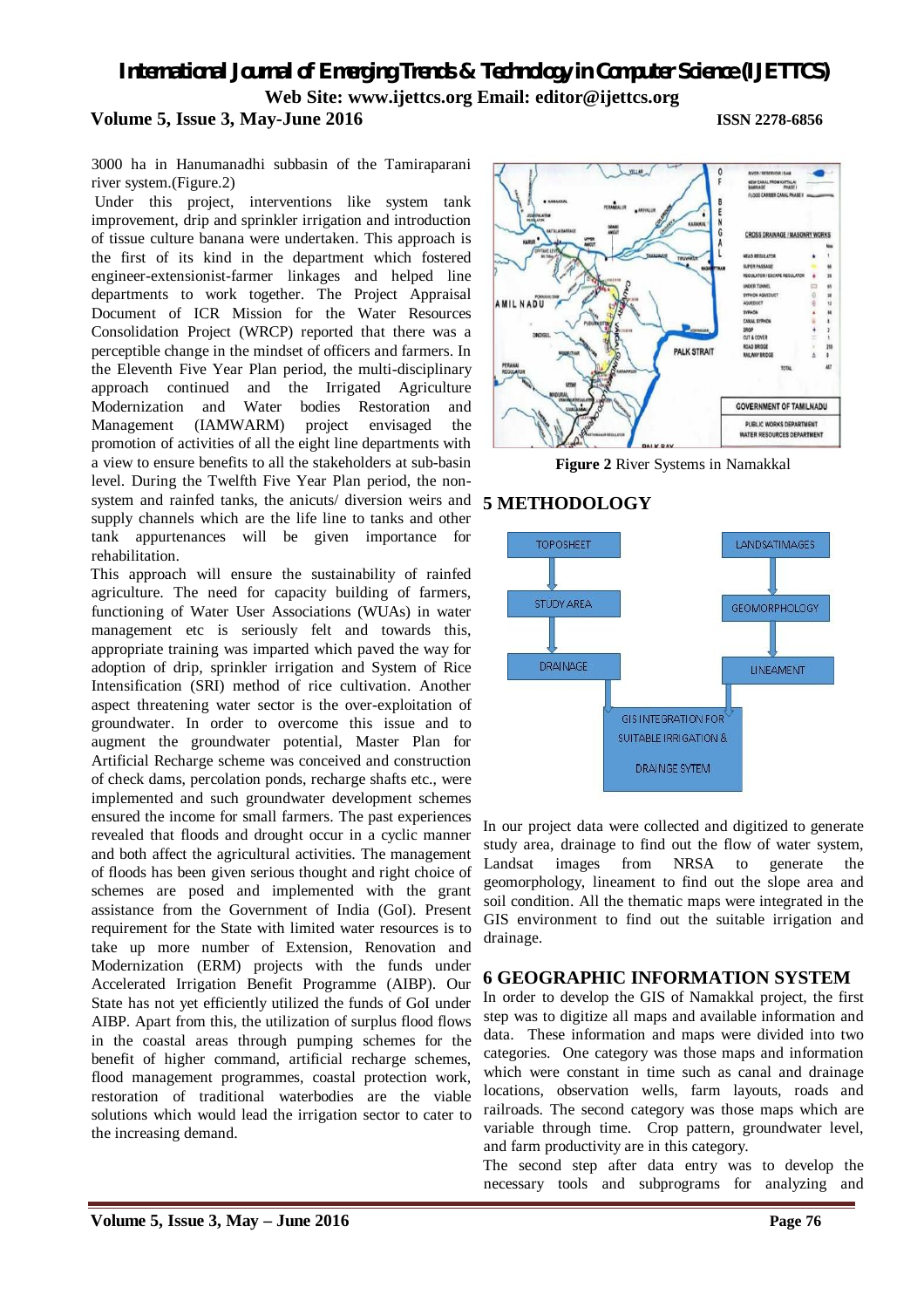3000 ha in Hanumanadhi subbasin of the Tamiraparani river system.(Figure.2)

Under this project, interventions like system tank improvement, drip and sprinkler irrigation and introduction of tissue culture banana were undertaken. This approach is the first of its kind in the department which fostered engineer-extensionist-farmer linkages and helped line departments to work together. The Project Appraisal Document of ICR Mission for the Water Resources Consolidation Project (WRCP) reported that there was a perceptible change in the mindset of officers and farmers. In the Eleventh Five Year Plan period, the multi-disciplinary approach continued and the Irrigated Agriculture Modernization and Water bodies Restoration and Management (IAMWARM) project envisaged the promotion of activities of all the eight line departments with a view to ensure benefits to all the stakeholders at sub-basin level. During the Twelfth Five Year Plan period, the non-system and rainfed tanks, the anicuts/ diversion weirs and supply channels which are the life line to tanks and other tank appurtenances will be given importance for rehabilitation.

This approach will ensure the sustainability of rainfed agriculture. The need for capacity building of farmers, functioning of Water User Associations (WUAs) in water management etc is seriously felt and towards this, appropriate training was imparted which paved the way for adoption of drip, sprinkler irrigation and System of Rice Intensification (SRI) method of rice cultivation. Another aspect threatening water sector is the over-exploitation of groundwater. In order to overcome this issue and to augment the groundwater potential, Master Plan for Artificial Recharge scheme was conceived and construction of check dams, percolation ponds, recharge shafts etc., were implemented and such groundwater development schemes ensured the income for small farmers. The past experiences revealed that floods and drought occur in a cyclic manner and both affect the agricultural activities. The management of floods has been given serious thought and right choice of schemes are posed and implemented with the grant assistance from the Government of India (GoI). Present requirement from the State with limited water resources is to take up more number of Extension, Renovation and Modernization (ERM) projects with the funds under Accelerated Irrigation Benefit Programme (AIBP). Our State has not yet efficiently utilized the funds of GoI under AIBP. Apart from this, the utilization of surplus flood flows in the coastal areas through pumping schemes for the benefit of higher command, artificial recharge schemes, flood management programmes, coastal protection work, restoration of traditional waterbodies are the viable solutions which would lead the irrigation sector to cater to the increasing demand.

**Figure 2** River Systems in Namakkal

## 5 METHODOLOGY

In our project data were collected and digitized to generate study area, drainage to find out the flow of water system, Landsat images from NRSA to generate the geomorphology, lineament to find out the slope area and soil condition. All the thematic maps were integrated in the GIS environment to find out the suitable irrigation and drainage.

## 6 GEOGRAPHIC INFORMATION SYSTEM

In order to develop the GIS of Namakkal project, the first step was to digitize all maps and available information and data. These information and maps were divided into two categories. One category was those maps and information which were constant in time such as canal and drainage locations, observation wells, farm layouts, roads and railroads. The second category was those maps which are variable through time. Crop pattern, groundwater level, and farm productivity are in this category.

The second step after data entry was to develop the necessary tools and subprograms for analyzing and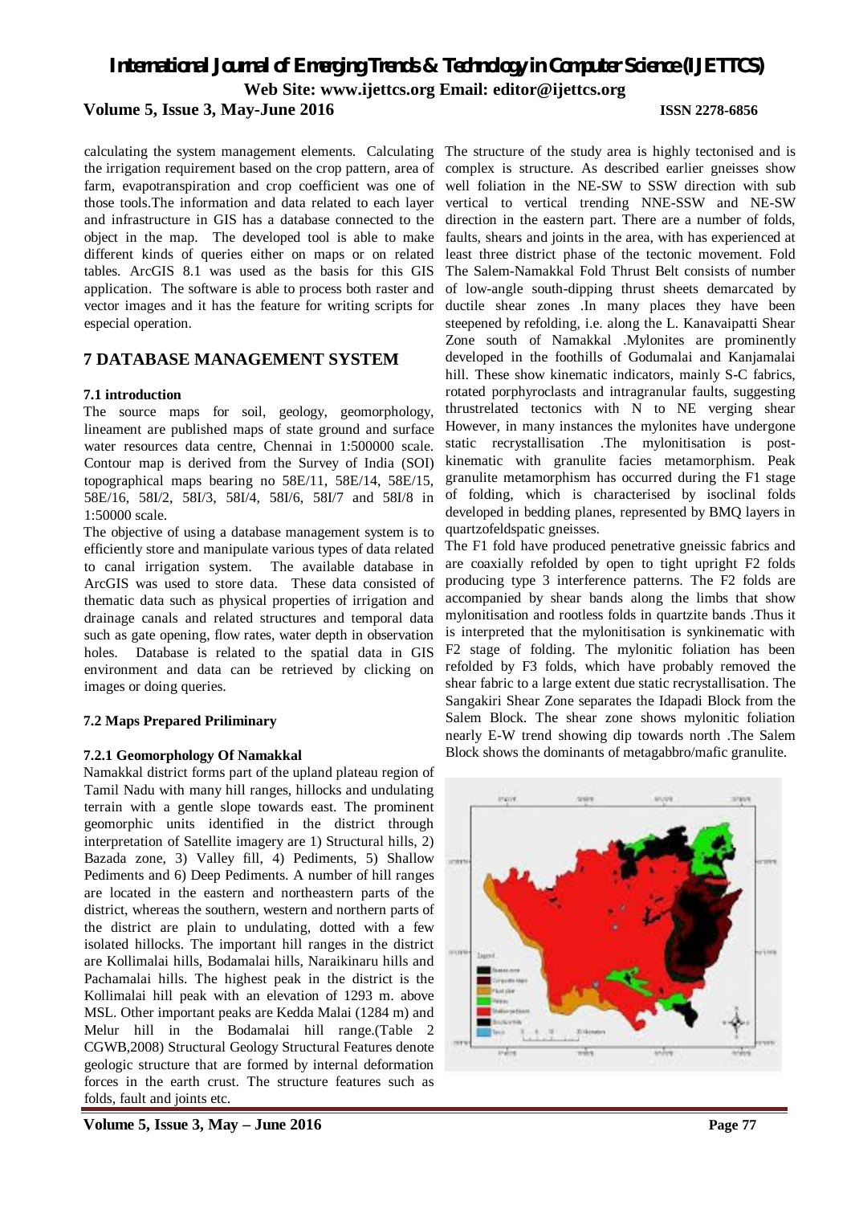calculating the system management elements. Calculating the irrigation requirement based on the crop pattern, area of farm, evapotranspiration and crop coefficient was one of those tools.The information and data related to each layer and infrastructure in GIS has a database connected to the object in the map. The developed tool is able to make different kinds of queries either on maps or on related tables. ArcGIS 8.1 was used as the basis for this GIS application. The software is able to process both raster and vector images and it has the feature for writing scripts for especial operation.

## 7 DATABASE MANAGEMENT SYSTEM

### 7.1 introduction

The source maps for soil, geology, geomorphology, lineament are published maps of state ground and surface water resources data centre, Chennai in 1:500000 scale. Contour map is derived from the Survey of India (SOI) topographical maps bearing no 58E/11, 58E/14, 58E/15, 58E/16, 58I/2, 58I/3, 58I/4, 58I/6, 58I/7 and 58I/8 in 1:50000 scale.

The objective of using a database management system is to efficiently store and manipulate various types of data related to canal irrigation system. The available database in ArcGIS was used to store data. These data consisted of thematic data such as physical properties of irrigation and drainage canals and related structures and temporal data such as gate opening, flow rates, water depth in observation holes. Database is related to the spatial data in GIS environment and data can be retrieved by clicking on images or doing queries.

### 7.2 Maps Prepared Priliminary

#### 7.2.1 Geomorphology Of Namakkal

Namakkal district forms part of the upland plateau region of Tamil Nadu with many hill ranges, hillocks and undulating terrain with a gentle slope towards east. The prominent geomorphic units identified in the district through interpretation of Satellite imagery are 1) Structural hills, 2) Bazada zone, 3) Valley fill, 4) Pediments, 5) Shallow Pediments and 6) Deep Pediments. A number of hill ranges are located in the eastern and northeastern parts of the district, whereas the southern, western and northern parts of the district are plain to undulating, dotted with a few isolated hillocks. The important hill ranges in the district are Kollimalai hills, Bodamalai hills, Naraikinaru hills and Pachamalai hills. The highest peak in the district is the Kollimalai hill peak with an elevation of 1293 m. above MSL. Other important peaks are Kedda Malai (1284 m) and Melur hill in the Bodamalai hill range.(Table 2 CGWB,2008) Structural Geology Structural Features denote geologic structure that are formed by internal deformation forces in the earth crust. The structure features such as folds, fault and joints etc.

The structure of the study area is highly tectonised and is complex is structure. As described earlier gneisses show well foliation in the NE-SW to SSW direction with sub vertical to vertical trending NNE-SSW and NE-SW direction in the eastern part. There are a number of folds, faults, shears and joints in the area, with has experienced at least three district phase of the tectonic movement. Fold The Salem-Namakkal Fold Thrust Belt consists of number of low-angle south-dipping thrust sheets demarcated by ductile shear zones .In many places they have been steepened by refolding, i.e. along the L. Kanavaipatti Shear Zone south of Namakkal .Mylonites are prominently developed in the foothills of Godumalai and Kanjamalai hill. These show kinematic indicators, mainly S-C fabrics, rotated porphyroclasts and intragranular faults, suggesting thrustrelated tectonics with N to NE verging shear However, in many instances the mylonites have undergone static recrystallisation .The mylonitisation is post-kinematic with granulite facies metamorphism. Peak granulite metamorphism has occurred during the F1 stage of folding, which is characterised by isoclinal folds developed in bedding planes, represented by BMQ layers in quartzofeldspatic gneisses.

The F1 fold have produced penetrative gneissic fabrics and are coaxially refolded by open to tight upright F2 folds producing type 3 interference patterns. The F2 folds are accompanied by shear bands along the limbs that show mylonitisation and rootless folds in quartzite bands .Thus it is interpreted that the mylonitisation is synkinematic with F2 stage of folding. The mylonitic foliation has been refolded by F3 folds, which have probably removed the shear fabric to a large extent due static recrystallisation. The Sangakiri Shear Zone separates the Idapadi Block from the Salem Block. The shear zone shows mylonitic foliation nearly E-W trend showing dip towards north .The Salem Block shows the dominants of metagabbro/mafic granulite.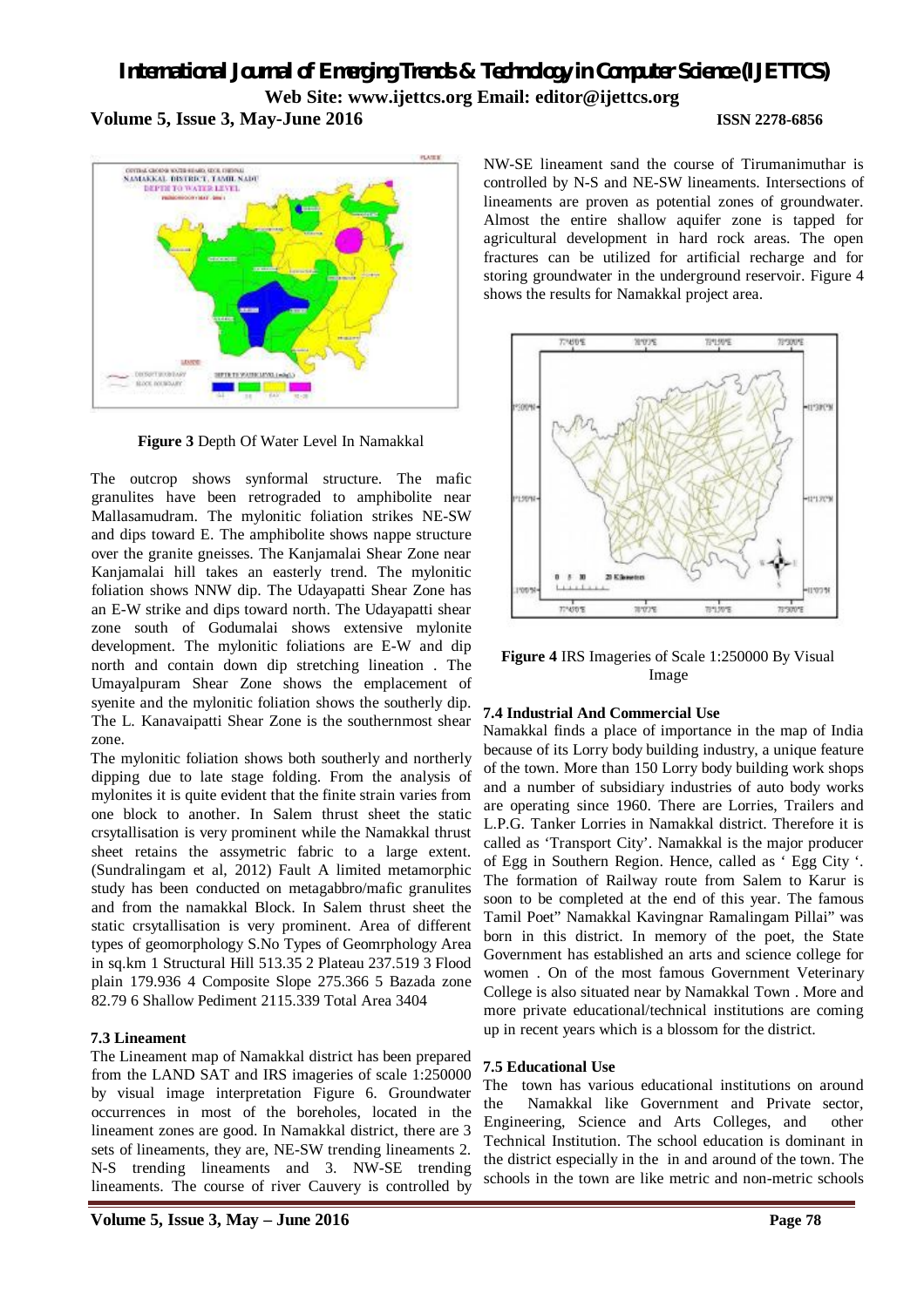**Figure 3** Depth Of Water Level In Namakkal

The outcrop shows synformal structure. The mafic granulites have been retrograded to amphibolite near Mallasamudram. The mylonitic foliation strikes NE-SW and dips toward E. The amphibolite shows nappe structure over the granite gneisses. The Kanjamalai Shear Zone near Kanjamalai hill takes an easterly trend. The mylonitic foliation shows NNW dip. The Udayapatti Shear Zone has an E-W strike and dips toward north. The Udayapatti shear zone south of Godumalai shows extensive mylonite development. The mylonitic foliations are E-W and dip north and contain down dip stretching lineation . The Umayalpuram Shear Zone shows the emplacement of syenite and the mylonitic foliation shows the southerly dip. The L. Kanavaipatti Shear Zone is the southernmost shear zone.

The mylonitic foliation shows both southerly and northerly dipping due to late stage folding. From the analysis of mylonites it is quite evident that the finite strain varies from one block to another. In Salem thrust sheet the static crsytallisation is very prominent while the Namakkal thrust sheet retains the assymetric fabric to a large extent. (Sundralingam et al, 2012) Fault A limited metamorphic study has been conducted on metagabbro/mafic granulites and from the namakkal Block. In Salem thrust sheet the static crsytallisation is very prominent. Area of different types of geomorphology S.No Types of Geomrphology Area in sq.km 1 Structural Hill 513.35 2 Plateau 237.519 3 Flood plain 179.936 4 Composite Slope 275.366 5 Bazada zone 82.79 6 Shallow Pediment 2115.339 Total Area 3404

### 7.3 Lineament

The Lineament map of Namakkal district has been prepared from the LAND SAT and IRS imageries of scale 1:250000 by visual image interpretation Figure 6. Groundwater occurrences in most of the boreholes, located in the lineament zones are good. In Namakkal district, there are 3 sets of lineaments, they are, NE-SW trending lineaments 2. N-S trending lineaments and 3. NW-SE trending lineaments. The course of river Cauvery is controlled by NW-SE lineament sand the course of Tirumanimuthar is controlled by N-S and NE-SW lineaments. Intersections of lineaments are proven as potential zones of groundwater. Almost the entire shallow aquifer zone is tapped for agricultural development in hard rock areas. The open fractures can be utilized for artificial recharge and for storing groundwater in the underground reservoir. Figure 4 shows the results for Namakkal project area.

**Figure 4** IRS Imageries of Scale 1:250000 By Visual Image

### 7.4 Industrial And Commercial Use

Namakkal finds a place of importance in the map of India because of its Lorry body building industry, a unique feature of the town. More than 150 Lorry body building work shops and a number of subsidiary industries of auto body works are operating since 1960. There are Lorries, Trailers and L.P.G. Tanker Lorries in Namakkal district. Therefore it is called as 'Transport City'. Namakkal is the major producer of Egg in Southern Region. Hence, called as ' Egg City '. The formation of Railway route from Salem to Karur is soon to be completed at the end of this year. The famous Tamil Poet" Namakkal Kavingnar Ramalingam Pillai" was born in this district. In memory of the poet, the State Government has established an arts and science college for women . On of the most famous Government Veterinary College is also situated near by Namakkal Town . More and more private educational/technical institutions are coming up in recent years which is a blossom for the district.

### 7.5 Educational Use

The town has various educational institutions on around the Namakkal like Government and Private sector, Engineering, Science and Arts Colleges, and other Technical Institution. The school education is dominant in the district especially in the in and around of the town. The schools in the town are like metric and non-metric schools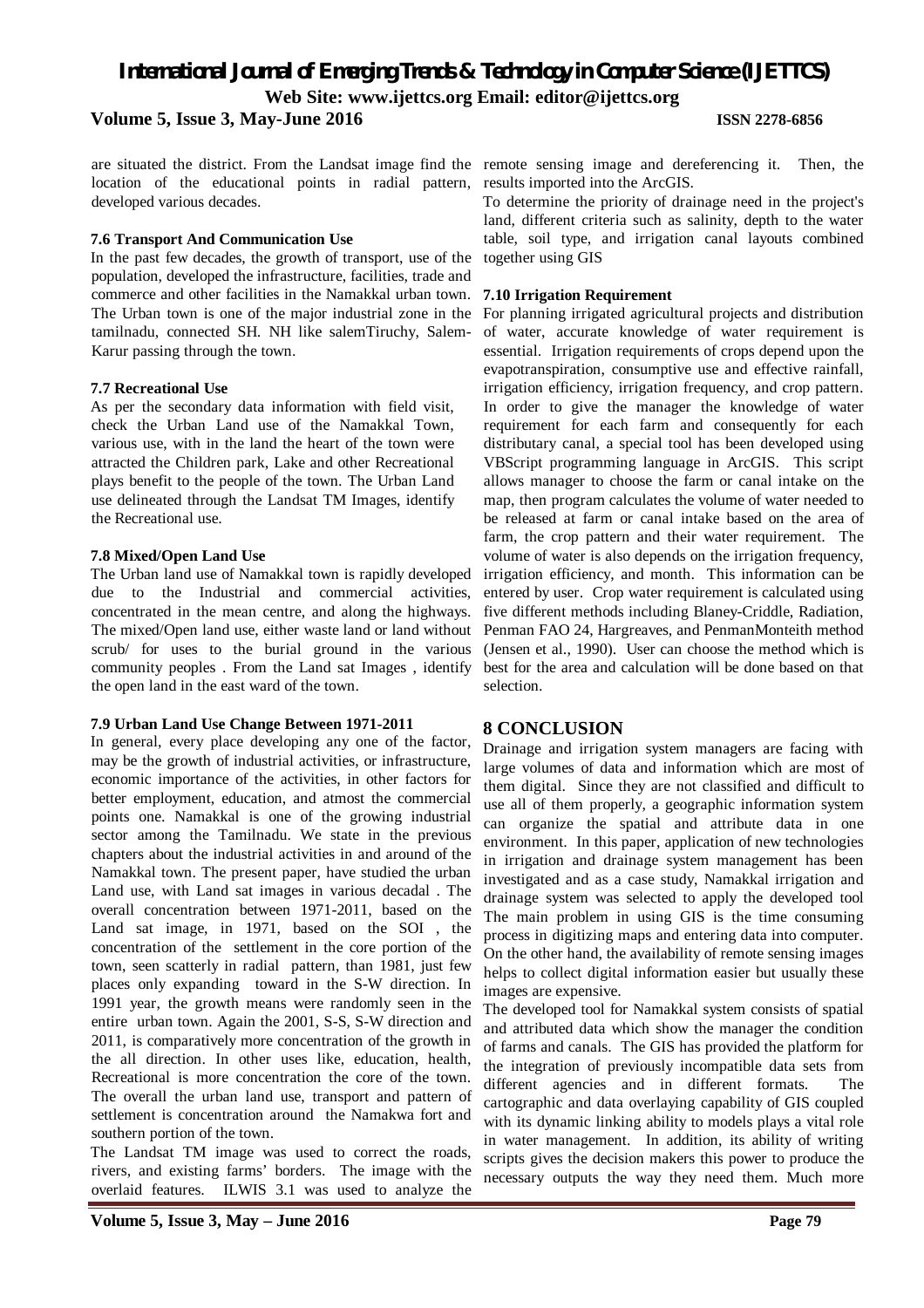are situated the district. From the Landsat image find the location of the educational points in radial pattern, developed various decades.

**7.6 Transport And Communication Use**

In the past few decades, the growth of transport, use of the population, developed the infrastructure, facilities, trade and commerce and other facilities in the Namakkal urban town. The Urban town is one of the major industrial zone in the tamilnadu, connected SH. NH like salemTiruchy, Salem-Karur passing through the town.

**7.7 Recreational Use**

As per the secondary data information with field visit, check the Urban Land use of the Namakkal Town, various use, with in the land the heart of the town were attracted the Children park, Lake and other Recreational plays benefit to the people of the town. The Urban Land use delineated through the Landsat TM Images, identify the Recreational use.

**7.8 Mixed/Open Land Use**

The Urban land use of Namakkal town is rapidly developed due to the Industrial and commercial activities, concentrated in the mean centre, and along the highways. The mixed/Open land use, either waste land or land without scrub/ for uses to the burial ground in the various community peoples . From the Land sat Images , identify the open land in the east ward of the town.

**7.9 Urban Land Use Change Between 1971-2011**

In general, every place developing any one of the factor, may be the growth of industrial activities, or infrastructure, economic importance of the activities, in other factors for better employment, education, and atmost the commercial points one. Namakkal is one of the growing industrial sector among the Tamilnadu. We state in the previous chapters about the industrial activities in and around of the Namakkal town. The present paper, have studied the urban Land use, with Land sat images in various decadal . The overall concentration between 1971-2011, based on the Land sat image, in 1971, based on the SOI , the concentration of the settlement in the core portion of the town, seen scatterly in radial pattern, than 1981, just few places only expanding toward in the S-W direction. In 1991 year, the growth means were randomly seen in the entire urban town. Again the 2001, S-S, S-W direction and 2011, is comparatively more concentration of the growth in the all direction. In other uses like, education, health, Recreational is more concentration the core of the town. The overall the urban land use, transport and pattern of settlement is concentration around the Namakwa fort and southern portion of the town.

The Landsat TM image was used to correct the roads, rivers, and existing farms' borders. The image with the overlaid features. ILWIS 3.1 was used to analyze the remote sensing image and dereferencing it. Then, the results imported into the ArcGIS.

To determine the priority of drainage need in the project's land, different criteria such as salinity, depth to the water table, soil type, and irrigation canal layouts combined together using GIS

**7.10 Irrigation Requirement**

For planning irrigated agricultural projects and distribution of water, accurate knowledge of water requirement is essential. Irrigation requirements of crops depend upon the evapotranspiration, consumptive use and effective rainfall, irrigation efficiency, irrigation frequency, and crop pattern. In order to give the manager the knowledge of water requirement for each farm and consequently for each distributary canal, a special tool has been developed using VBScript programming language in ArcGIS. This script allows manager to choose the farm or canal intake on the map, then program calculates the volume of water needed to be released at farm or canal intake based on the area of farm, the crop pattern and their water requirement. The volume of water is also depends on the irrigation frequency, irrigation efficiency, and month. This information can be entered by user. Crop water requirement is calculated using five different methods including Blaney-Criddle, Radiation, Penman FAO 24, Hargreaves, and PenmanMonteith method (Jensen et al., 1990). User can choose the method which is best for the area and calculation will be done based on that selection.

## 8 CONCLUSION

Drainage and irrigation system managers are facing with large volumes of data and information which are most of them digital. Since they are not classified and difficult to use all of them properly, a geographic information system can organize the spatial and attribute data in one environment. In this paper, application of new technologies in irrigation and drainage system management has been investigated and as a case study, Namakkal irrigation and drainage system was selected to apply the developed tool The main problem in using GIS is the time consuming process in digitizing maps and entering data into computer. On the other hand, the availability of remote sensing images helps to collect digital information easier but usually these images are expensive.

The developed tool for Namakkal system consists of spatial and attributed data which show the manager the condition of farms and canals. The GIS has provided the platform for the integration of previously incompatible data sets from different agencies and in different formats. The cartographic and data overlaying capability of GIS coupled with its dynamic linking ability to models plays a vital role in water management. In addition, its ability of writing scripts gives the decision makers this power to produce the necessary outputs the way they need them. Much more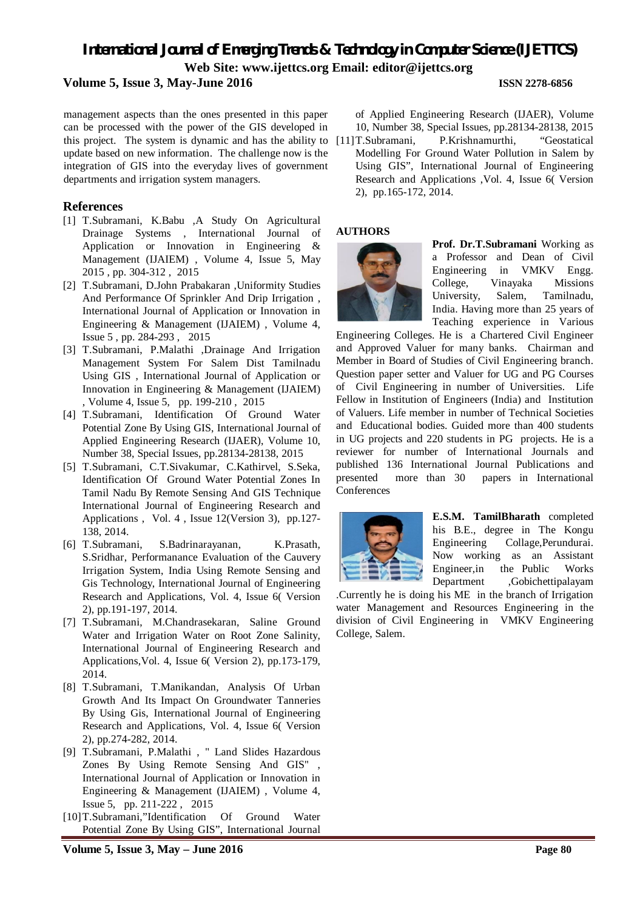management aspects than the ones presented in this paper can be processed with the power of the GIS developed in this project. The system is dynamic and has the ability to update based on new information. The challenge now is the integration of GIS into the everyday lives of government departments and irrigation system managers.

## References

[1] T.Subramani, K.Babu ,A Study On Agricultural Drainage Systems , International Journal of Application or Innovation in Engineering & Management (IJAIEM) , Volume 4, Issue 5, May 2015 , pp. 304-312 , 2015

[2] T.Subramani, D.John Prabakaran ,Uniformity Studies And Performance Of Sprinkler And Drip Irrigation , International Journal of Application or Innovation in Engineering & Management (IJAIEM) , Volume 4, Issue 5 , pp. 284-293 , 2015

[3] T.Subramani, P.Malathi ,Drainage And Irrigation Management System For Salem Dist Tamilnadu Using GIS , International Journal of Application or Innovation in Engineering & Management (IJAIEM) , Volume 4, Issue 5, pp. 199-210 , 2015

[4] T.Subramani, Identification Of Ground Water Potential Zone By Using GIS, International Journal of Applied Engineering Research (IJAER), Volume 10, Number 38, Special Issues, pp.28134-28138, 2015

[5] T.Subramani, C.T.Sivakumar, C.Kathirvel, S.Seka, Identification Of Ground Water Potential Zones In Tamil Nadu By Remote Sensing And GIS Technique International Journal of Engineering Research and Applications , Vol. 4 , Issue 12(Version 3), pp.127-138, 2014.

[6] T.Subramani, S.Badrinarayanan, K.Prasath, S.Sridhar, Performanance Evaluation of the Cauvery Irrigation System, India Using Remote Sensing and Gis Technology, International Journal of Engineering Research and Applications, Vol. 4, Issue 6( Version 2), pp.191-197, 2014.

[7] T.Subramani, M.Chandrasekaran, Saline Ground Water and Irrigation Water on Root Zone Salinity, International Journal of Engineering Research and Applications,Vol. 4, Issue 6( Version 2), pp.173-179, 2014.

[8] T.Subramani, T.Manikandan, Analysis Of Urban Growth And Its Impact On Groundwater Tanneries By Using Gis, International Journal of Engineering Research and Applications, Vol. 4, Issue 6( Version 2), pp.274-282, 2014.

[9] T.Subramani, P.Malathi , " Land Slides Hazardous Zones By Using Remote Sensing And GIS" , International Journal of Application or Innovation in Engineering & Management (IJAIEM) , Volume 4, Issue 5, pp. 211-222 , 2015

[10] T.Subramani,"Identification Of Ground Water Potential Zone By Using GIS", International Journal of Applied Engineering Research (IJAER), Volume 10, Number 38, Special Issues, pp.28134-28138, 2015

[11] T.Subramani, P.Krishnamurthi, "Geostatical Modelling For Ground Water Pollution in Salem by Using GIS", International Journal of Engineering Research and Applications ,Vol. 4, Issue 6( Version 2), pp.165-172, 2014.

## AUTHORS

**Prof. Dr.T.Subramani** Working as a Professor and Dean of Civil Engineering in VMKV Engg. College, Vinayaka Missions University, Salem, Tamilnadu, India. Having more than 25 years of Teaching experience in Various Engineering Colleges. He is a Chartered Civil Engineer and Approved Valuer for many banks. Chairman and Member in Board of Studies of Civil Engineering branch. Question paper setter and Valuer for UG and PG Courses of Civil Engineering in number of Universities. Life Fellow in Institution of Engineers (India) and Institution of Valuers. Life member in number of Technical Societies and Educational bodies. Guided more than 400 students in UG projects and 220 students in PG projects. He is a reviewer for number of International Journals and published 136 International Journal Publications and presented more than 30 papers in International Conferences

**E.S.M. TamilBharath** completed his B.E., degree in The Kongu Engineering Collage,Perundurai. Now working as an Assistant Engineer,in the Public Works Department ,Gobichettipalayam .Currently he is doing his ME in the branch of Irrigation water Management and Resources Engineering in the division of Civil Engineering in VMKV Engineering College, Salem.